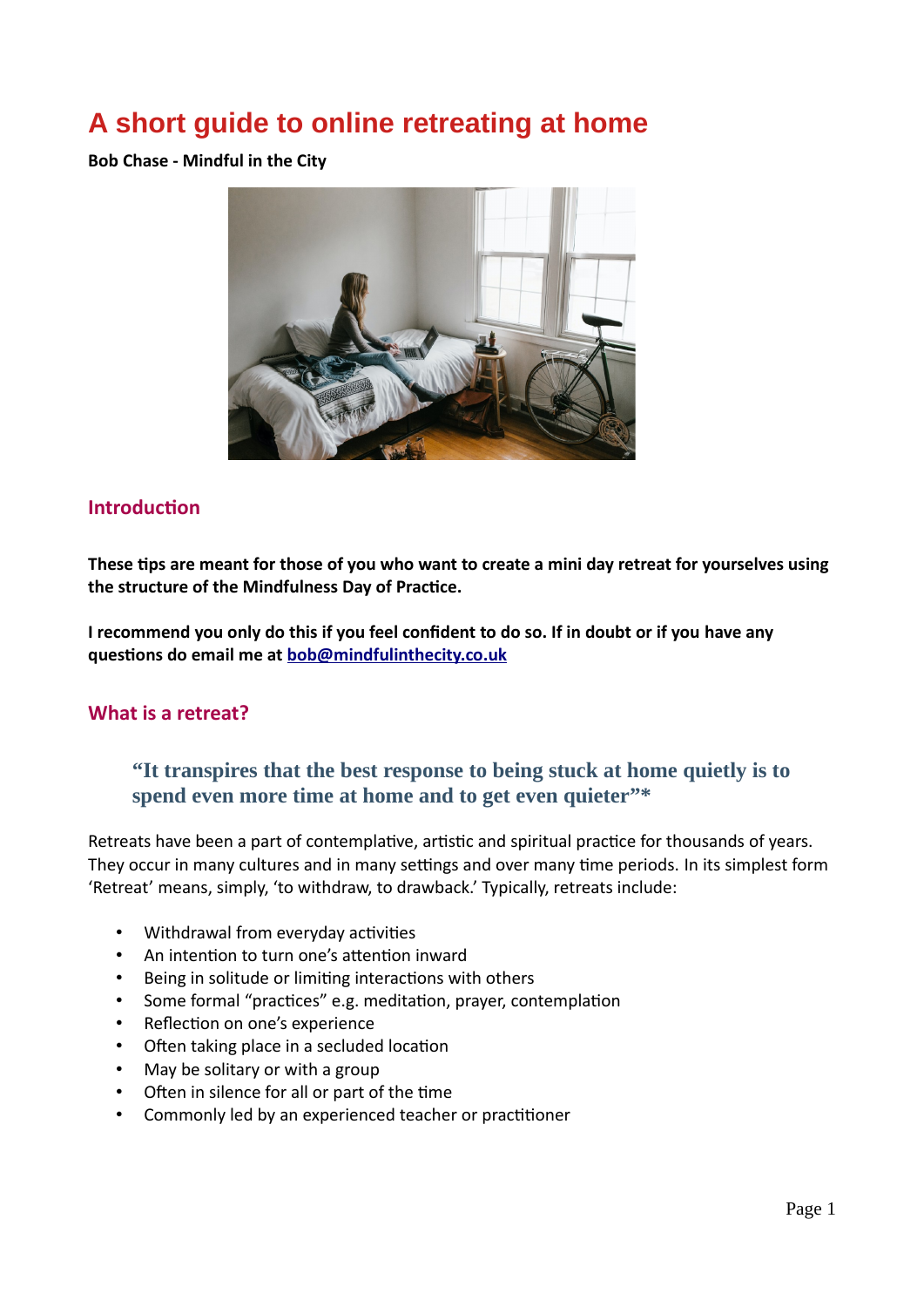# A short guide to online retreating at home

**Bob Chase - Mindful in the City**

## Introduction

**These tips are meant for those of you who want to create a mini day retreat for yourselves using the structure of the Mindfulness Day of Practice.**

**I recommend you only do this if you feel confident to do so. If in doubt or if you have any questions do email me at bob@mindfulinthecity.co.uk**

## What is a retreat?

> **"It transpires that the best response to being stuck at home quietly is to spend even more time at home and to get even quieter"***

Retreats have been a part of contemplative, artistic and spiritual practice for thousands of years. They occur in many cultures and in many settings and over many time periods. In its simplest form 'Retreat' means, simply, 'to withdraw, to drawback.' Typically, retreats include:

- Withdrawal from everyday activities
- An intention to turn one's attention inward
- Being in solitude or limiting interactions with others
- Some formal "practices" e.g. meditation, prayer, contemplation
- Reflection on one's experience
- Often taking place in a secluded location
- May be solitary or with a group
- Often in silence for all or part of the time
- Commonly led by an experienced teacher or practitioner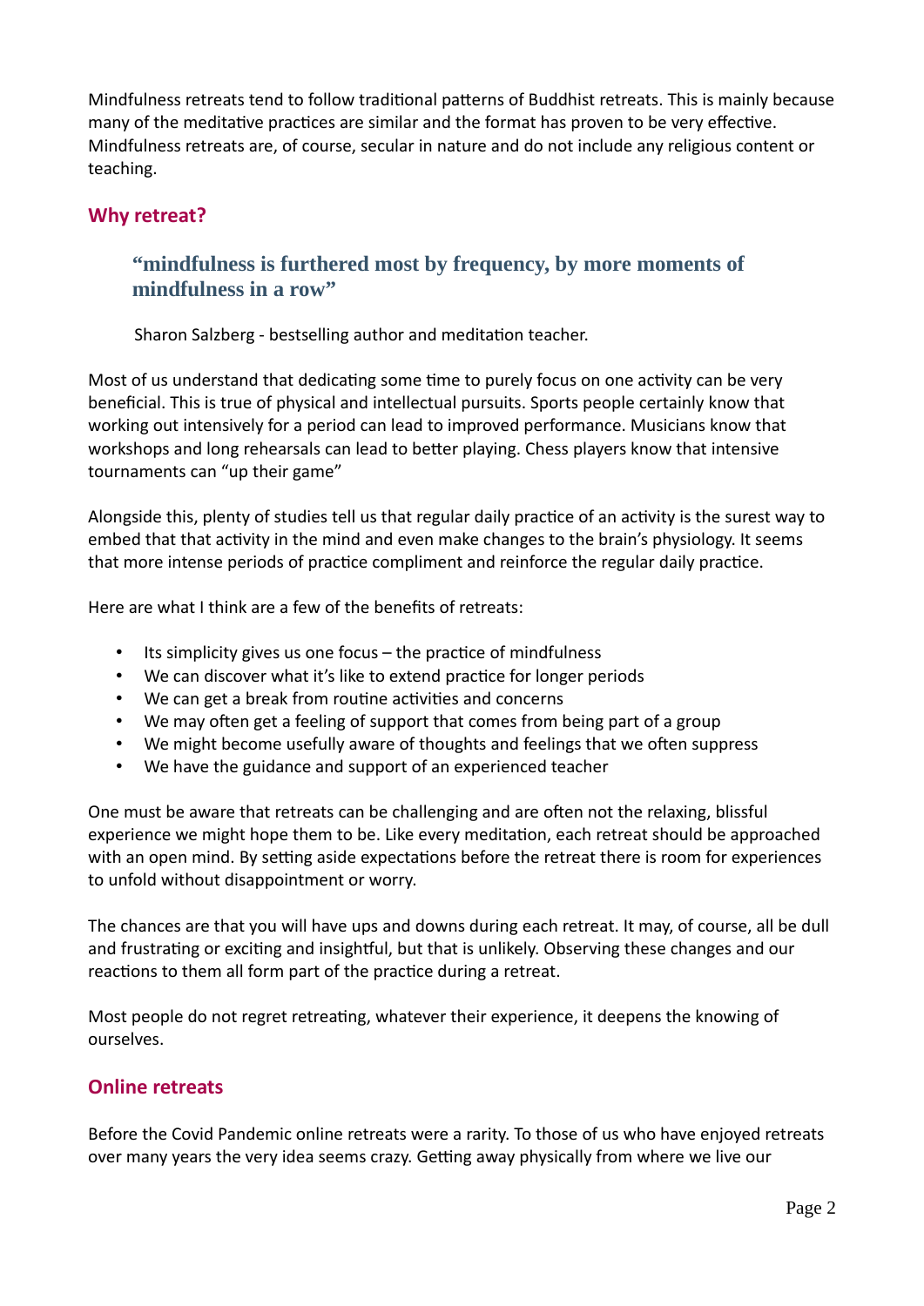Mindfulness retreats tend to follow traditional patterns of Buddhist retreats. This is mainly because many of the meditative practices are similar and the format has proven to be very effective. Mindfulness retreats are, of course, secular in nature and do not include any religious content or teaching.

## Why retreat?

> **"mindfulness is furthered most by frequency, by more moments of mindfulness in a row"**
>
> Sharon Salzberg - bestselling author and meditation teacher.

Most of us understand that dedicating some time to purely focus on one activity can be very beneficial. This is true of physical and intellectual pursuits. Sports people certainly know that working out intensively for a period can lead to improved performance. Musicians know that workshops and long rehearsals can lead to better playing. Chess players know that intensive tournaments can "up their game"

Alongside this, plenty of studies tell us that regular daily practice of an activity is the surest way to embed that that activity in the mind and even make changes to the brain's physiology. It seems that more intense periods of practice compliment and reinforce the regular daily practice.

Here are what I think are a few of the benefits of retreats:

- Its simplicity gives us one focus – the practice of mindfulness
- We can discover what it's like to extend practice for longer periods
- We can get a break from routine activities and concerns
- We may often get a feeling of support that comes from being part of a group
- We might become usefully aware of thoughts and feelings that we often suppress
- We have the guidance and support of an experienced teacher

One must be aware that retreats can be challenging and are often not the relaxing, blissful experience we might hope them to be. Like every meditation, each retreat should be approached with an open mind. By setting aside expectations before the retreat there is room for experiences to unfold without disappointment or worry.

The chances are that you will have ups and downs during each retreat. It may, of course, all be dull and frustrating or exciting and insightful, but that is unlikely. Observing these changes and our reactions to them all form part of the practice during a retreat.

Most people do not regret retreating, whatever their experience, it deepens the knowing of ourselves.

## Online retreats

Before the Covid Pandemic online retreats were a rarity. To those of us who have enjoyed retreats over many years the very idea seems crazy. Getting away physically from where we live our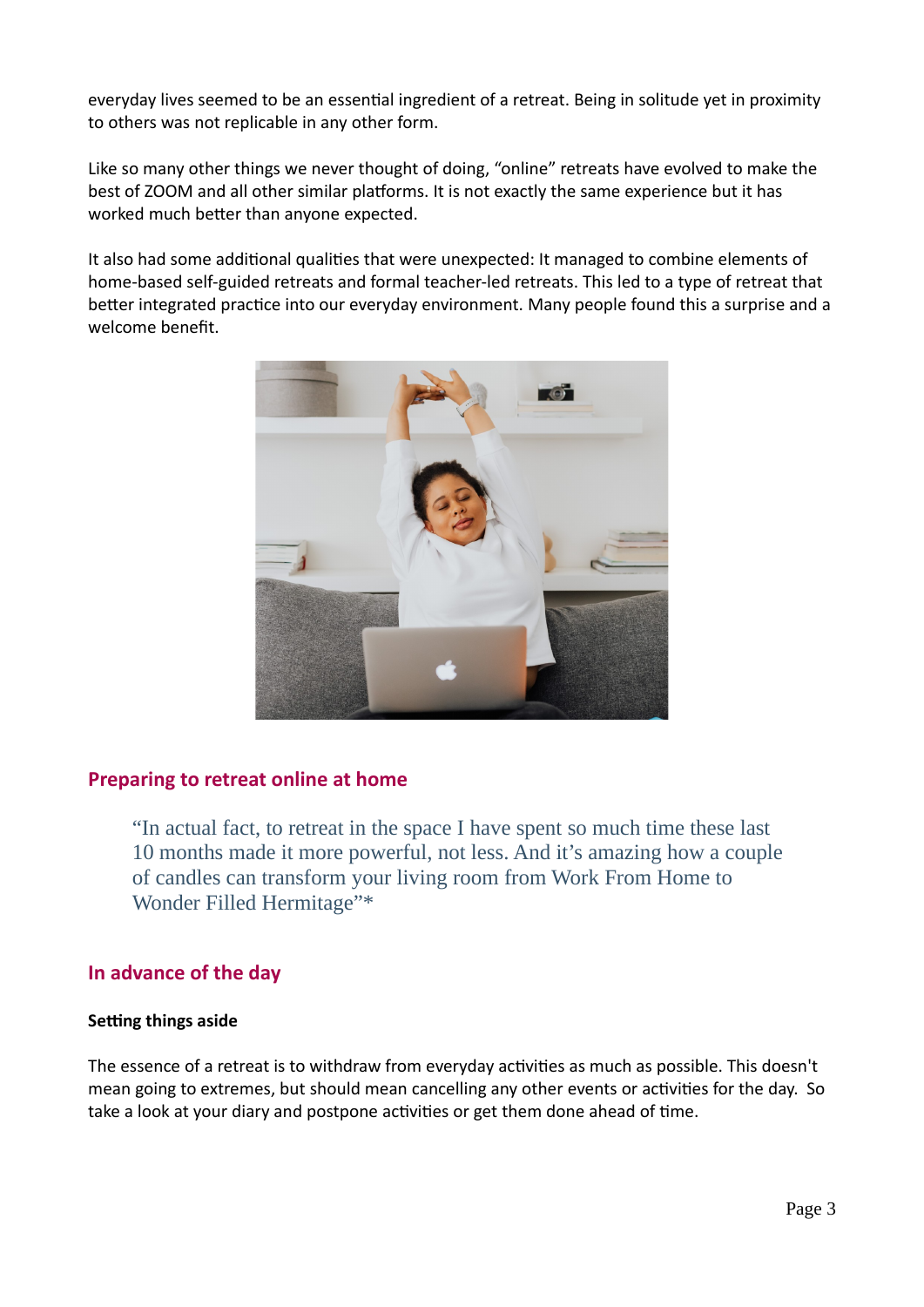everyday lives seemed to be an essential ingredient of a retreat. Being in solitude yet in proximity to others was not replicable in any other form.

Like so many other things we never thought of doing, "online" retreats have evolved to make the best of ZOOM and all other similar platforms. It is not exactly the same experience but it has worked much better than anyone expected.

It also had some additional qualities that were unexpected: It managed to combine elements of home-based self-guided retreats and formal teacher-led retreats. This led to a type of retreat that better integrated practice into our everyday environment. Many people found this a surprise and a welcome benefit.

## Preparing to retreat online at home

> "In actual fact, to retreat in the space I have spent so much time these last 10 months made it more powerful, not less. And it's amazing how a couple of candles can transform your living room from Work From Home to Wonder Filled Hermitage"*

## In advance of the day

### Setting things aside

The essence of a retreat is to withdraw from everyday activities as much as possible. This doesn't mean going to extremes, but should mean cancelling any other events or activities for the day. So take a look at your diary and postpone activities or get them done ahead of time.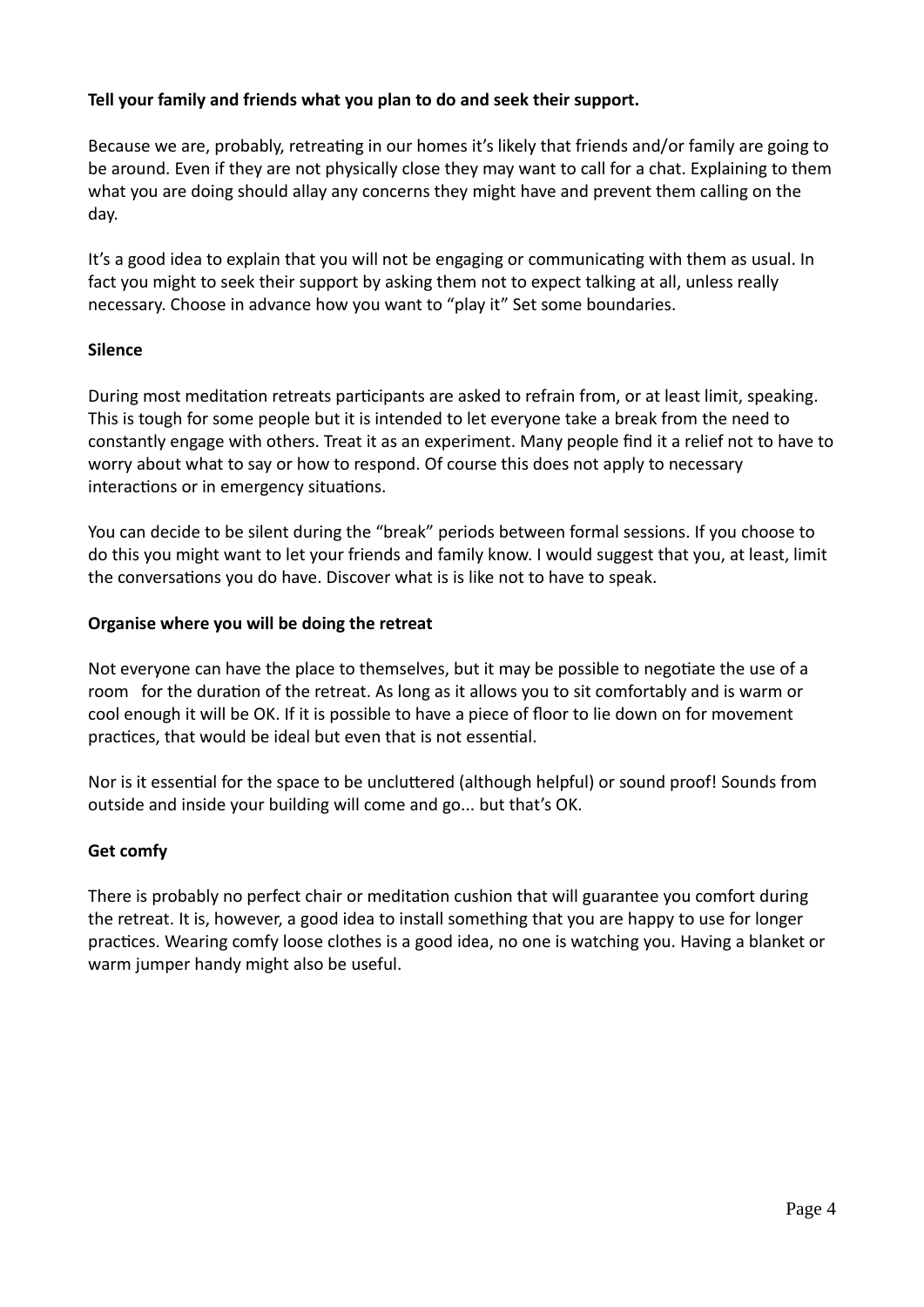**Tell your family and friends what you plan to do and seek their support.**

Because we are, probably, retreating in our homes it's likely that friends and/or family are going to be around. Even if they are not physically close they may want to call for a chat. Explaining to them what you are doing should allay any concerns they might have and prevent them calling on the day.

It's a good idea to explain that you will not be engaging or communicating with them as usual. In fact you might to seek their support by asking them not to expect talking at all, unless really necessary. Choose in advance how you want to "play it" Set some boundaries.

**Silence**

During most meditation retreats participants are asked to refrain from, or at least limit, speaking. This is tough for some people but it is intended to let everyone take a break from the need to constantly engage with others. Treat it as an experiment. Many people find it a relief not to have to worry about what to say or how to respond. Of course this does not apply to necessary interactions or in emergency situations.

You can decide to be silent during the "break" periods between formal sessions. If you choose to do this you might want to let your friends and family know. I would suggest that you, at least, limit the conversations you do have. Discover what is is like not to have to speak.

**Organise where you will be doing the retreat**

Not everyone can have the place to themselves, but it may be possible to negotiate the use of a room for the duration of the retreat. As long as it allows you to sit comfortably and is warm or cool enough it will be OK. If it is possible to have a piece of floor to lie down on for movement practices, that would be ideal but even that is not essential.

Nor is it essential for the space to be uncluttered (although helpful) or sound proof! Sounds from outside and inside your building will come and go... but that's OK.

**Get comfy**

There is probably no perfect chair or meditation cushion that will guarantee you comfort during the retreat. It is, however, a good idea to install something that you are happy to use for longer practices. Wearing comfy loose clothes is a good idea, no one is watching you. Having a blanket or warm jumper handy might also be useful.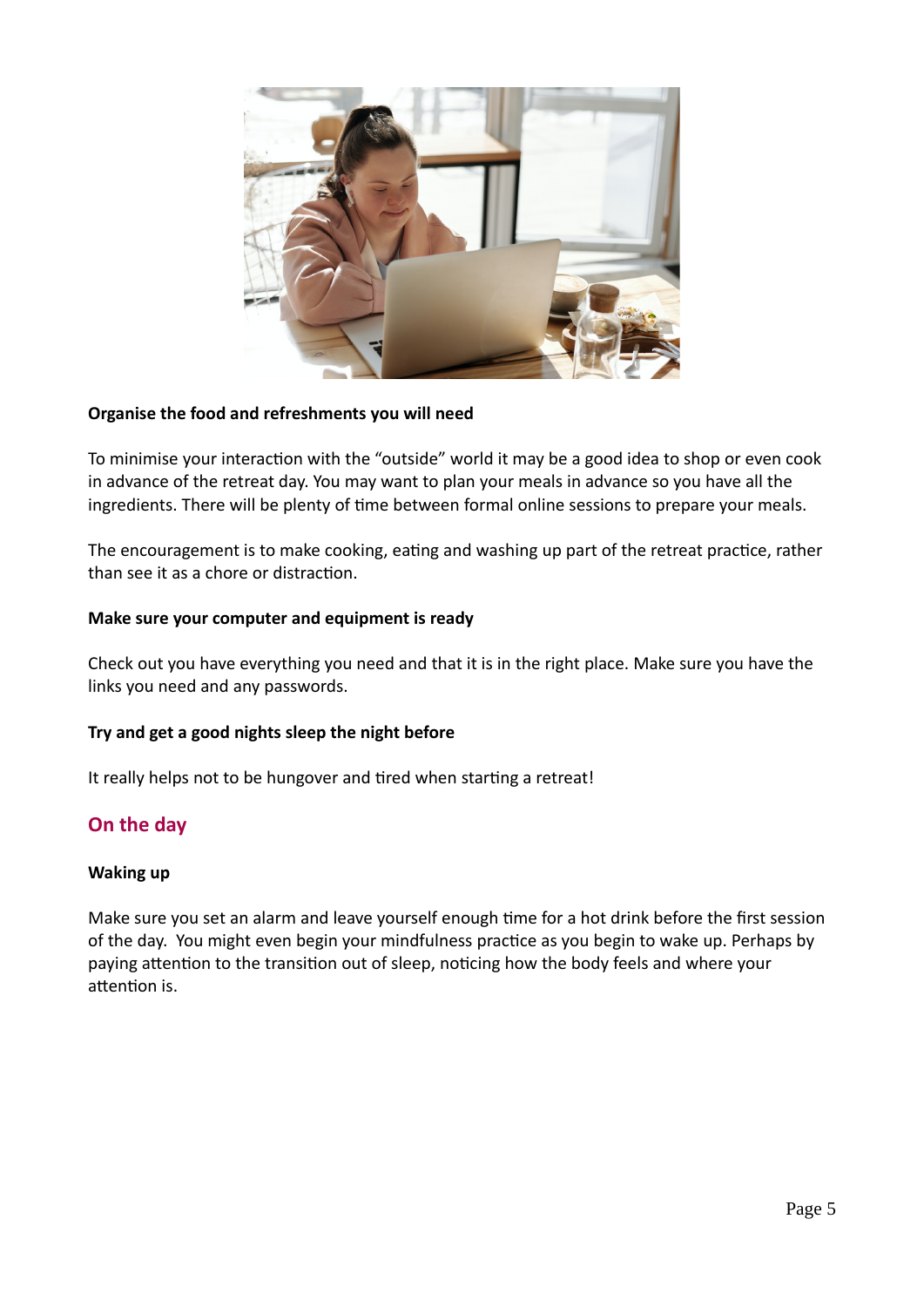**Organise the food and refreshments you will need**

To minimise your interaction with the "outside" world it may be a good idea to shop or even cook in advance of the retreat day. You may want to plan your meals in advance so you have all the ingredients. There will be plenty of time between formal online sessions to prepare your meals.

The encouragement is to make cooking, eating and washing up part of the retreat practice, rather than see it as a chore or distraction.

**Make sure your computer and equipment is ready**

Check out you have everything you need and that it is in the right place. Make sure you have the links you need and any passwords.

**Try and get a good nights sleep the night before**

It really helps not to be hungover and tired when starting a retreat!

## On the day

**Waking up**

Make sure you set an alarm and leave yourself enough time for a hot drink before the first session of the day. You might even begin your mindfulness practice as you begin to wake up. Perhaps by paying attention to the transition out of sleep, noticing how the body feels and where your attention is.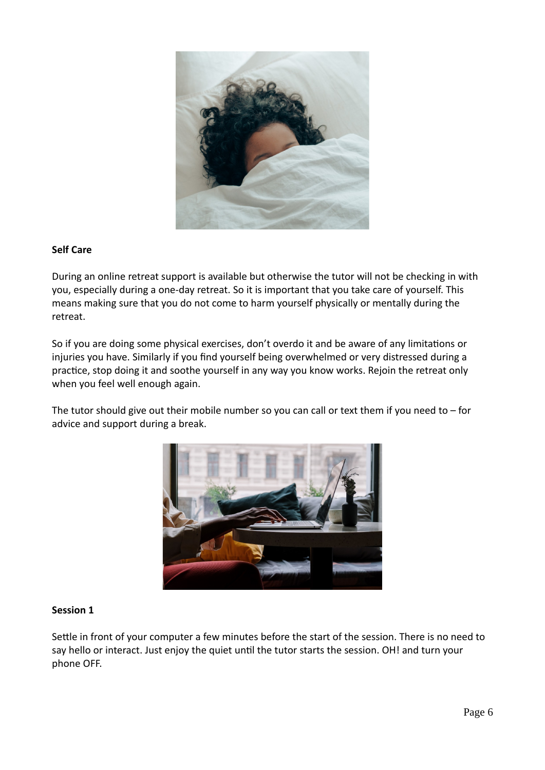**Self Care**

During an online retreat support is available but otherwise the tutor will not be checking in with you, especially during a one-day retreat. So it is important that you take care of yourself. This means making sure that you do not come to harm yourself physically or mentally during the retreat.

So if you are doing some physical exercises, don't overdo it and be aware of any limitations or injuries you have. Similarly if you find yourself being overwhelmed or very distressed during a practice, stop doing it and soothe yourself in any way you know works. Rejoin the retreat only when you feel well enough again.

The tutor should give out their mobile number so you can call or text them if you need to – for advice and support during a break.

**Session 1**

Settle in front of your computer a few minutes before the start of the session. There is no need to say hello or interact. Just enjoy the quiet until the tutor starts the session. OH! and turn your phone OFF.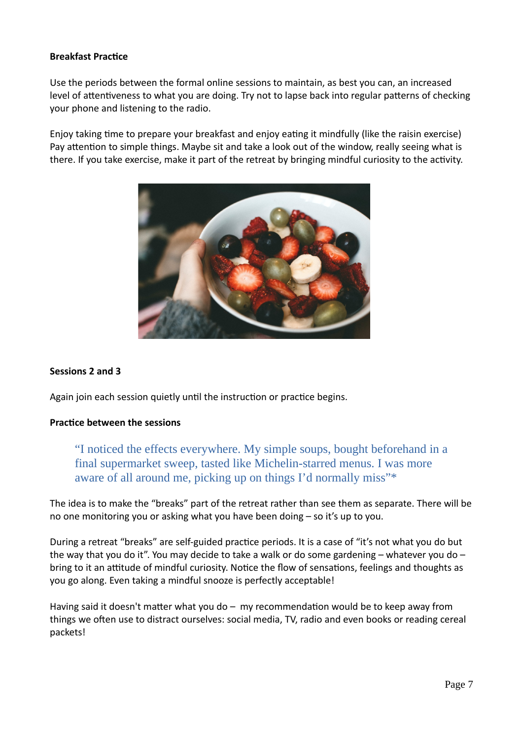**Breakfast Practice**

Use the periods between the formal online sessions to maintain, as best you can, an increased level of attentiveness to what you are doing. Try not to lapse back into regular patterns of checking your phone and listening to the radio.

Enjoy taking time to prepare your breakfast and enjoy eating it mindfully (like the raisin exercise) Pay attention to simple things. Maybe sit and take a look out of the window, really seeing what is there. If you take exercise, make it part of the retreat by bringing mindful curiosity to the activity.

**Sessions 2 and 3**

Again join each session quietly until the instruction or practice begins.

**Practice between the sessions**

> "I noticed the effects everywhere. My simple soups, bought beforehand in a final supermarket sweep, tasted like Michelin-starred menus. I was more aware of all around me, picking up on things I'd normally miss"*

The idea is to make the "breaks" part of the retreat rather than see them as separate. There will be no one monitoring you or asking what you have been doing – so it's up to you.

During a retreat "breaks" are self-guided practice periods. It is a case of "it's not what you do but the way that you do it". You may decide to take a walk or do some gardening – whatever you do – bring to it an attitude of mindful curiosity. Notice the flow of sensations, feelings and thoughts as you go along. Even taking a mindful snooze is perfectly acceptable!

Having said it doesn't matter what you do – my recommendation would be to keep away from things we often use to distract ourselves: social media, TV, radio and even books or reading cereal packets!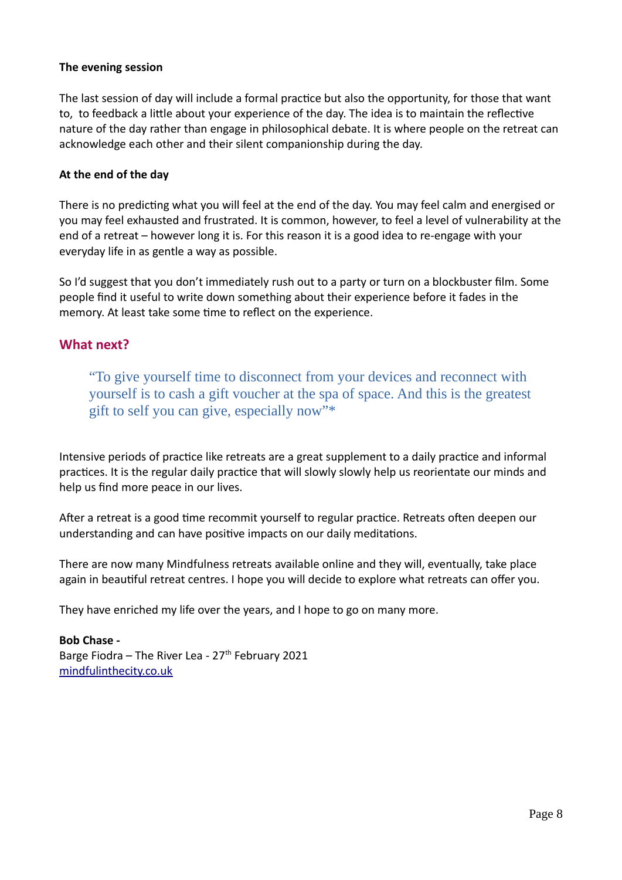**The evening session**

The last session of day will include a formal practice but also the opportunity, for those that want to, to feedback a little about your experience of the day. The idea is to maintain the reflective nature of the day rather than engage in philosophical debate. It is where people on the retreat can acknowledge each other and their silent companionship during the day.

**At the end of the day**

There is no predicting what you will feel at the end of the day. You may feel calm and energised or you may feel exhausted and frustrated. It is common, however, to feel a level of vulnerability at the end of a retreat – however long it is. For this reason it is a good idea to re-engage with your everyday life in as gentle a way as possible.

So I'd suggest that you don't immediately rush out to a party or turn on a blockbuster film. Some people find it useful to write down something about their experience before it fades in the memory. At least take some time to reflect on the experience.

## What next?

> "To give yourself time to disconnect from your devices and reconnect with yourself is to cash a gift voucher at the spa of space. And this is the greatest gift to self you can give, especially now"*

Intensive periods of practice like retreats are a great supplement to a daily practice and informal practices. It is the regular daily practice that will slowly slowly help us reorientate our minds and help us find more peace in our lives.

After a retreat is a good time recommit yourself to regular practice. Retreats often deepen our understanding and can have positive impacts on our daily meditations.

There are now many Mindfulness retreats available online and they will, eventually, take place again in beautiful retreat centres. I hope you will decide to explore what retreats can offer you.

They have enriched my life over the years, and I hope to go on many more.

**Bob Chase -**
Barge Fiodra – The River Lea - 27th February 2021
[mindfulinthecity.co.uk](mindfulinthecity.co.uk)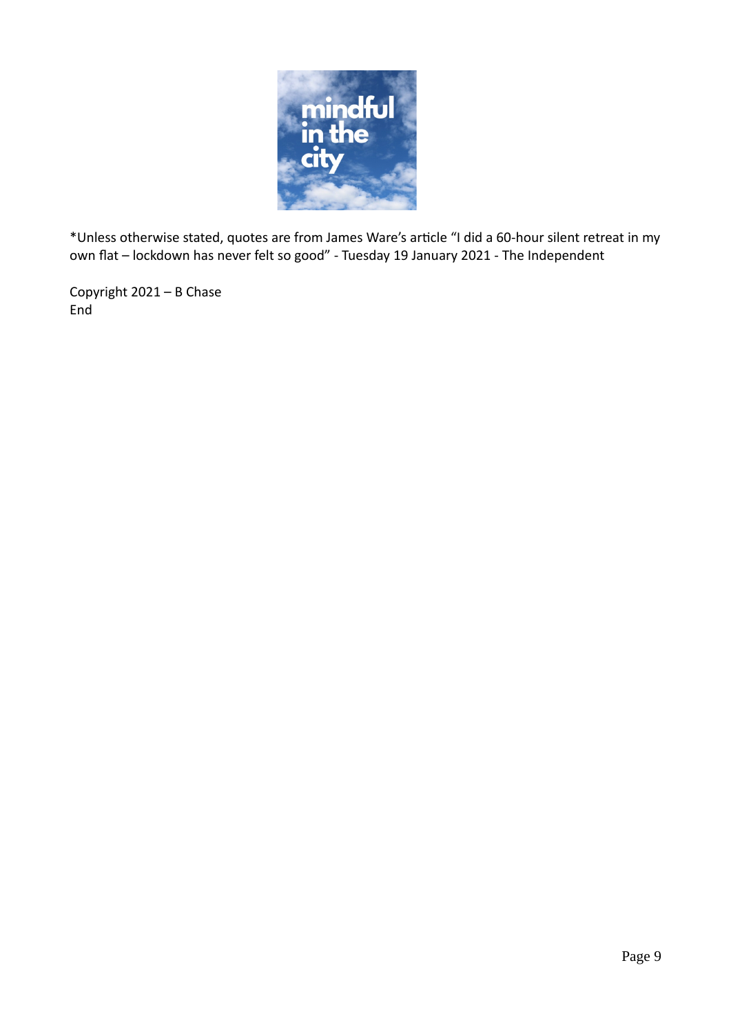*Unless otherwise stated, quotes are from James Ware's article "I did a 60-hour silent retreat in my own flat – lockdown has never felt so good" - Tuesday 19 January 2021 - The Independent

Copyright 2021 – B Chase
End